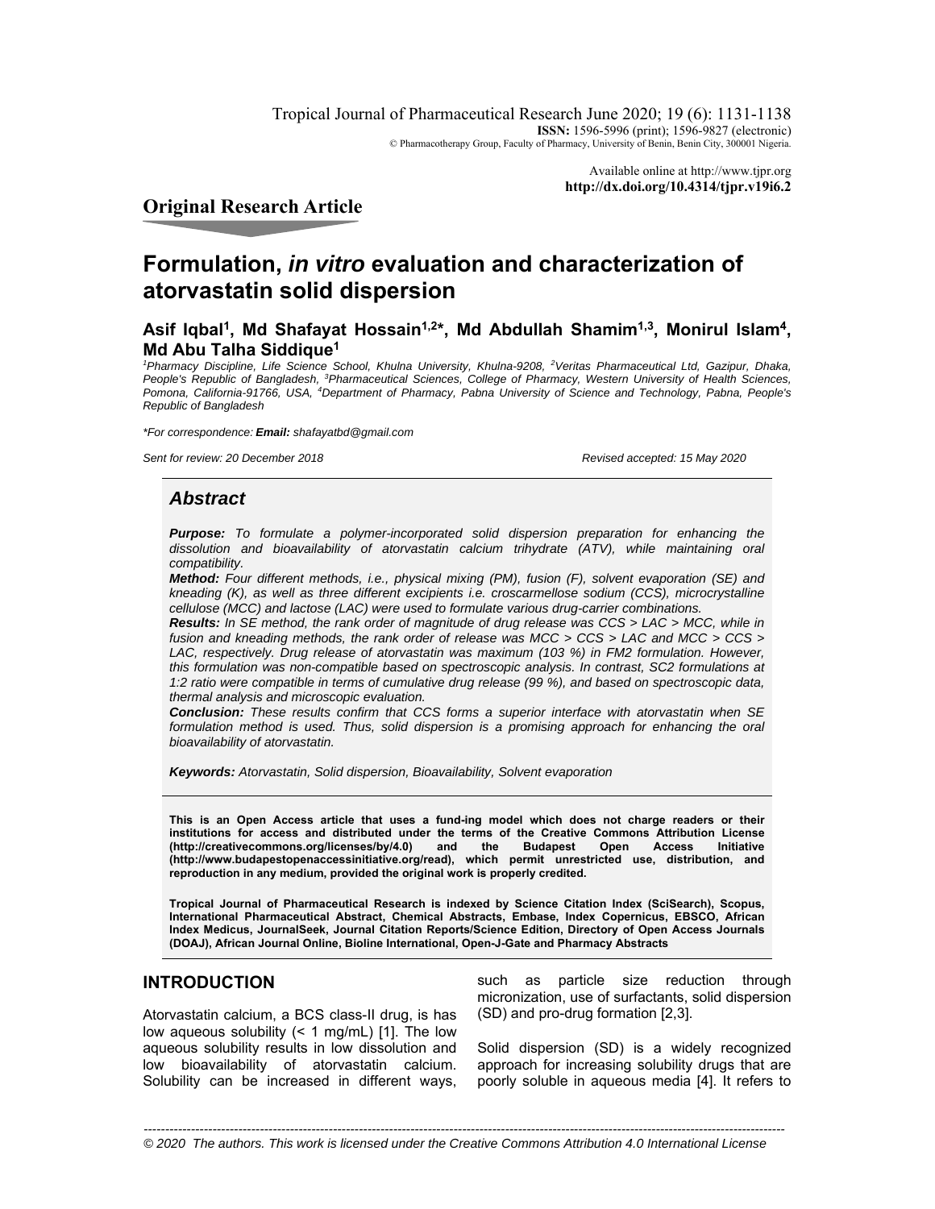Tropical Journal of Pharmaceutical Research June 2020; 19 (6): 1131-1138
**ISSN:** 1596-5996 (print); 1596-9827 (electronic)
© Pharmacotherapy Group, Faculty of Pharmacy, University of Benin, Benin City, 300001 Nigeria.

Available online at http://www.tjpr.org
**http://dx.doi.org/10.4314/tjpr.v19i6.2**

## Original Research Article

# Formulation, *in vitro* evaluation and characterization of atorvastatin solid dispersion

**Asif Iqbal[1], Md Shafayat Hossain[1,2]*, Md Abdullah Shamim[1,3], Monirul Islam[4], Md Abu Talha Siddique[1]**

*[1]Pharmacy Discipline, Life Science School, Khulna University, Khulna-9208, [2]Veritas Pharmaceutical Ltd, Gazipur, Dhaka, People's Republic of Bangladesh, [3]Pharmaceutical Sciences, College of Pharmacy, Western University of Health Sciences, Pomona, California-91766, USA, [4]Department of Pharmacy, Pabna University of Science and Technology, Pabna, People's Republic of Bangladesh*

*\*For correspondence: **Email:** shafayatbd@gmail.com*

*Sent for review: 20 December 2018* *Revised accepted: 15 May 2020*

## *Abstract*

***Purpose:*** *To formulate a polymer-incorporated solid dispersion preparation for enhancing the dissolution and bioavailability of atorvastatin calcium trihydrate (ATV), while maintaining oral compatibility.*

***Method:*** *Four different methods, i.e., physical mixing (PM), fusion (F), solvent evaporation (SE) and kneading (K), as well as three different excipients i.e. croscarmellose sodium (CCS), microcrystalline cellulose (MCC) and lactose (LAC) were used to formulate various drug-carrier combinations.*

***Results:*** *In SE method, the rank order of magnitude of drug release was CCS > LAC > MCC, while in fusion and kneading methods, the rank order of release was MCC > CCS > LAC and MCC > CCS > LAC, respectively. Drug release of atorvastatin was maximum (103 %) in FM2 formulation. However, this formulation was non-compatible based on spectroscopic analysis. In contrast, SC2 formulations at 1:2 ratio were compatible in terms of cumulative drug release (99 %), and based on spectroscopic data, thermal analysis and microscopic evaluation.*

***Conclusion:*** *These results confirm that CCS forms a superior interface with atorvastatin when SE formulation method is used. Thus, solid dispersion is a promising approach for enhancing the oral bioavailability of atorvastatin.*

***Keywords:*** *Atorvastatin, Solid dispersion, Bioavailability, Solvent evaporation*

**This is an Open Access article that uses a fund-ing model which does not charge readers or their institutions for access and distributed under the terms of the Creative Commons Attribution License (http://creativecommons.org/licenses/by/4.0) and the Budapest Open Access Initiative (http://www.budapestopenaccessinitiative.org/read), which permit unrestricted use, distribution, and reproduction in any medium, provided the original work is properly credited.**

**Tropical Journal of Pharmaceutical Research is indexed by Science Citation Index (SciSearch), Scopus, International Pharmaceutical Abstract, Chemical Abstracts, Embase, Index Copernicus, EBSCO, African Index Medicus, JournalSeek, Journal Citation Reports/Science Edition, Directory of Open Access Journals (DOAJ), African Journal Online, Bioline International, Open-J-Gate and Pharmacy Abstracts**

## INTRODUCTION

Atorvastatin calcium, a BCS class-II drug, is has low aqueous solubility (< 1 mg/mL) [1]. The low aqueous solubility results in low dissolution and low bioavailability of atorvastatin calcium. Solubility can be increased in different ways, such as particle size reduction through micronization, use of surfactants, solid dispersion (SD) and pro-drug formation [2,3].

Solid dispersion (SD) is a widely recognized approach for increasing solubility drugs that are poorly soluble in aqueous media [4]. It refers to

*© 2020 The authors. This work is licensed under the Creative Commons Attribution 4.0 International License*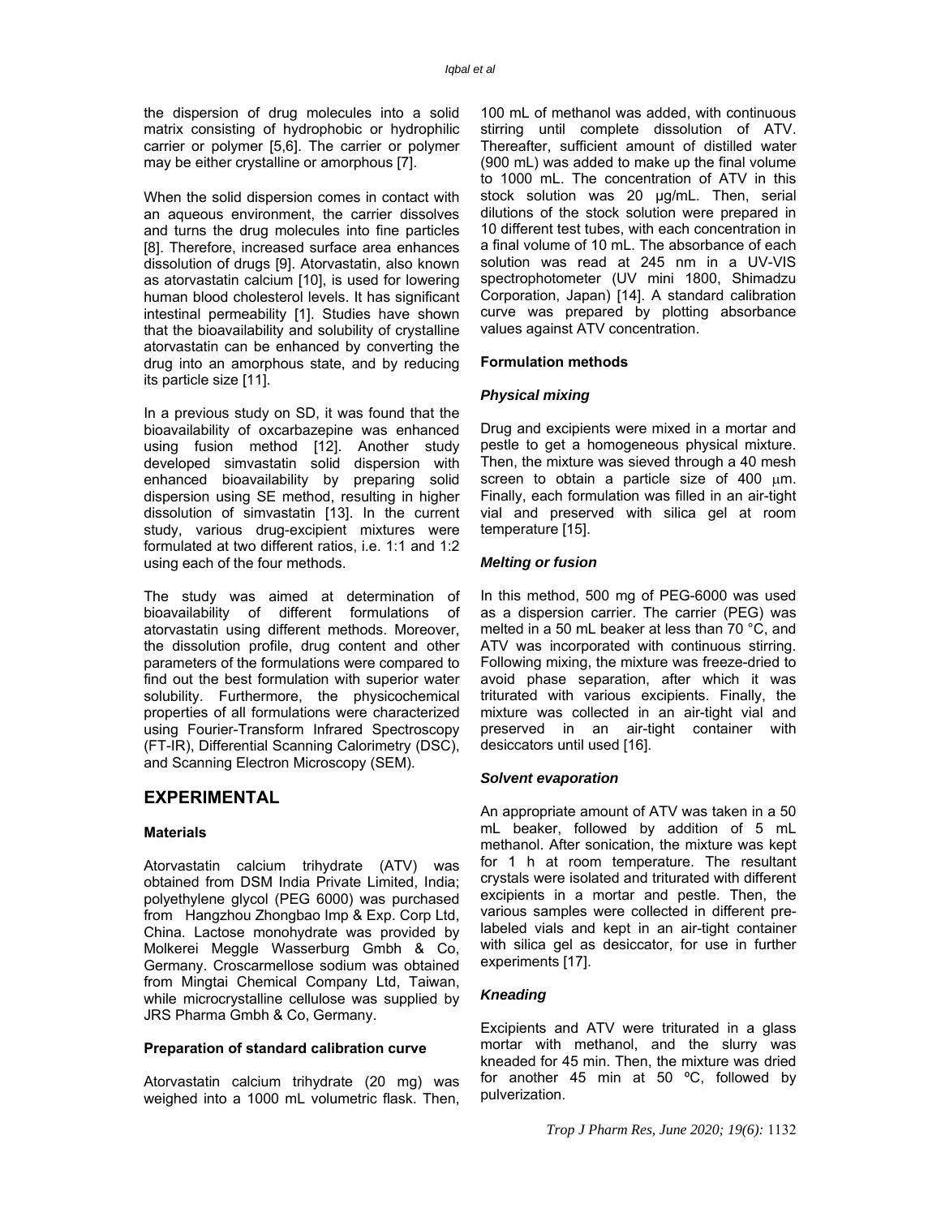the dispersion of drug molecules into a solid matrix consisting of hydrophobic or hydrophilic carrier or polymer [5,6]. The carrier or polymer may be either crystalline or amorphous [7].

When the solid dispersion comes in contact with an aqueous environment, the carrier dissolves and turns the drug molecules into fine particles [8]. Therefore, increased surface area enhances dissolution of drugs [9]. Atorvastatin, also known as atorvastatin calcium [10], is used for lowering human blood cholesterol levels. It has significant intestinal permeability [1]. Studies have shown that the bioavailability and solubility of crystalline atorvastatin can be enhanced by converting the drug into an amorphous state, and by reducing its particle size [11].

In a previous study on SD, it was found that the bioavailability of oxcarbazepine was enhanced using fusion method [12]. Another study developed simvastatin solid dispersion with enhanced bioavailability by preparing solid dispersion using SE method, resulting in higher dissolution of simvastatin [13]. In the current study, various drug-excipient mixtures were formulated at two different ratios, i.e. 1:1 and 1:2 using each of the four methods.

The study was aimed at determination of bioavailability of different formulations of atorvastatin using different methods. Moreover, the dissolution profile, drug content and other parameters of the formulations were compared to find out the best formulation with superior water solubility. Furthermore, the physicochemical properties of all formulations were characterized using Fourier-Transform Infrared Spectroscopy (FT-IR), Differential Scanning Calorimetry (DSC), and Scanning Electron Microscopy (SEM).

## EXPERIMENTAL

### Materials

Atorvastatin calcium trihydrate (ATV) was obtained from DSM India Private Limited, India; polyethylene glycol (PEG 6000) was purchased from Hangzhou Zhongbao Imp & Exp. Corp Ltd, China. Lactose monohydrate was provided by Molkerei Meggle Wasserburg Gmbh & Co, Germany. Croscarmellose sodium was obtained from Mingtai Chemical Company Ltd, Taiwan, while microcrystalline cellulose was supplied by JRS Pharma Gmbh & Co, Germany.

### Preparation of standard calibration curve

Atorvastatin calcium trihydrate (20 mg) was weighed into a 1000 mL volumetric flask. Then, 100 mL of methanol was added, with continuous stirring until complete dissolution of ATV. Thereafter, sufficient amount of distilled water (900 mL) was added to make up the final volume to 1000 mL. The concentration of ATV in this stock solution was 20 µg/mL. Then, serial dilutions of the stock solution were prepared in 10 different test tubes, with each concentration in a final volume of 10 mL. The absorbance of each solution was read at 245 nm in a UV-VIS spectrophotometer (UV mini 1800, Shimadzu Corporation, Japan) [14]. A standard calibration curve was prepared by plotting absorbance values against ATV concentration.

### Formulation methods

#### *Physical mixing*

Drug and excipients were mixed in a mortar and pestle to get a homogeneous physical mixture. Then, the mixture was sieved through a 40 mesh screen to obtain a particle size of 400 µm. Finally, each formulation was filled in an air-tight vial and preserved with silica gel at room temperature [15].

#### *Melting or fusion*

In this method, 500 mg of PEG-6000 was used as a dispersion carrier. The carrier (PEG) was melted in a 50 mL beaker at less than 70 °C, and ATV was incorporated with continuous stirring. Following mixing, the mixture was freeze-dried to avoid phase separation, after which it was triturated with various excipients. Finally, the mixture was collected in an air-tight vial and preserved in an air-tight container with desiccators until used [16].

#### *Solvent evaporation*

An appropriate amount of ATV was taken in a 50 mL beaker, followed by addition of 5 mL methanol. After sonication, the mixture was kept for 1 h at room temperature. The resultant crystals were isolated and triturated with different excipients in a mortar and pestle. Then, the various samples were collected in different pre-labeled vials and kept in an air-tight container with silica gel as desiccator, for use in further experiments [17].

#### *Kneading*

Excipients and ATV were triturated in a glass mortar with methanol, and the slurry was kneaded for 45 min. Then, the mixture was dried for another 45 min at 50 ºC, followed by pulverization.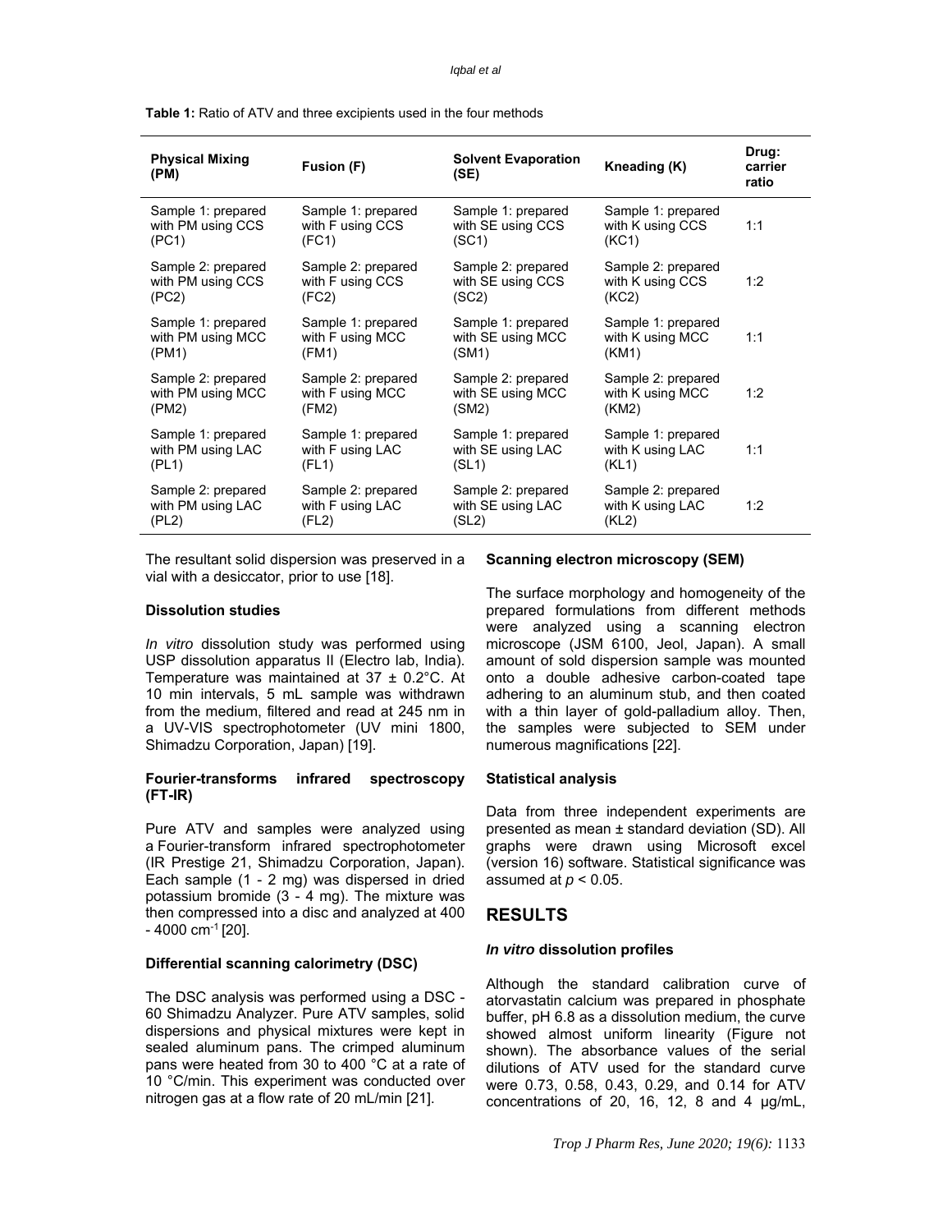**Table 1:** Ratio of ATV and three excipients used in the four methods

| Physical Mixing (PM) | Fusion (F) | Solvent Evaporation (SE) | Kneading (K) | Drug: carrier ratio |
|---|---|---|---|---|
| Sample 1: prepared with PM using CCS (PC1) | Sample 1: prepared with F using CCS (FC1) | Sample 1: prepared with SE using CCS (SC1) | Sample 1: prepared with K using CCS (KC1) | 1:1 |
| Sample 2: prepared with PM using CCS (PC2) | Sample 2: prepared with F using CCS (FC2) | Sample 2: prepared with SE using CCS (SC2) | Sample 2: prepared with K using CCS (KC2) | 1:2 |
| Sample 1: prepared with PM using MCC (PM1) | Sample 1: prepared with F using MCC (FM1) | Sample 1: prepared with SE using MCC (SM1) | Sample 1: prepared with K using MCC (KM1) | 1:1 |
| Sample 2: prepared with PM using MCC (PM2) | Sample 2: prepared with F using MCC (FM2) | Sample 2: prepared with SE using MCC (SM2) | Sample 2: prepared with K using MCC (KM2) | 1:2 |
| Sample 1: prepared with PM using LAC (PL1) | Sample 1: prepared with F using LAC (FL1) | Sample 1: prepared with SE using LAC (SL1) | Sample 1: prepared with K using LAC (KL1) | 1:1 |
| Sample 2: prepared with PM using LAC (PL2) | Sample 2: prepared with F using LAC (FL2) | Sample 2: prepared with SE using LAC (SL2) | Sample 2: prepared with K using LAC (KL2) | 1:2 |

The resultant solid dispersion was preserved in a vial with a desiccator, prior to use [18].

### Dissolution studies

*In vitro* dissolution study was performed using USP dissolution apparatus II (Electro lab, India). Temperature was maintained at 37 ± 0.2°C. At 10 min intervals, 5 mL sample was withdrawn from the medium, filtered and read at 245 nm in a UV-VIS spectrophotometer (UV mini 1800, Shimadzu Corporation, Japan) [19].

### Fourier-transforms infrared spectroscopy (FT-IR)

Pure ATV and samples were analyzed using a Fourier-transform infrared spectrophotometer (IR Prestige 21, Shimadzu Corporation, Japan). Each sample (1 - 2 mg) was dispersed in dried potassium bromide (3 - 4 mg). The mixture was then compressed into a disc and analyzed at 400 - 4000 $cm^{-1}$ [20].

### Differential scanning calorimetry (DSC)

The DSC analysis was performed using a DSC - 60 Shimadzu Analyzer. Pure ATV samples, solid dispersions and physical mixtures were kept in sealed aluminum pans. The crimped aluminum pans were heated from 30 to 400 °C at a rate of 10 °C/min. This experiment was conducted over nitrogen gas at a flow rate of 20 mL/min [21].

### Scanning electron microscopy (SEM)

The surface morphology and homogeneity of the prepared formulations from different methods were analyzed using a scanning electron microscope (JSM 6100, Jeol, Japan). A small amount of sold dispersion sample was mounted onto a double adhesive carbon-coated tape adhering to an aluminum stub, and then coated with a thin layer of gold-palladium alloy. Then, the samples were subjected to SEM under numerous magnifications [22].

### Statistical analysis

Data from three independent experiments are presented as mean ± standard deviation (SD). All graphs were drawn using Microsoft excel (version 16) software. Statistical significance was assumed at $p < 0.05$.

## RESULTS

### *In vitro* dissolution profiles

Although the standard calibration curve of atorvastatin calcium was prepared in phosphate buffer, pH 6.8 as a dissolution medium, the curve showed almost uniform linearity (Figure not shown). The absorbance values of the serial dilutions of ATV used for the standard curve were 0.73, 0.58, 0.43, 0.29, and 0.14 for ATV concentrations of 20, 16, 12, 8 and 4 µg/mL,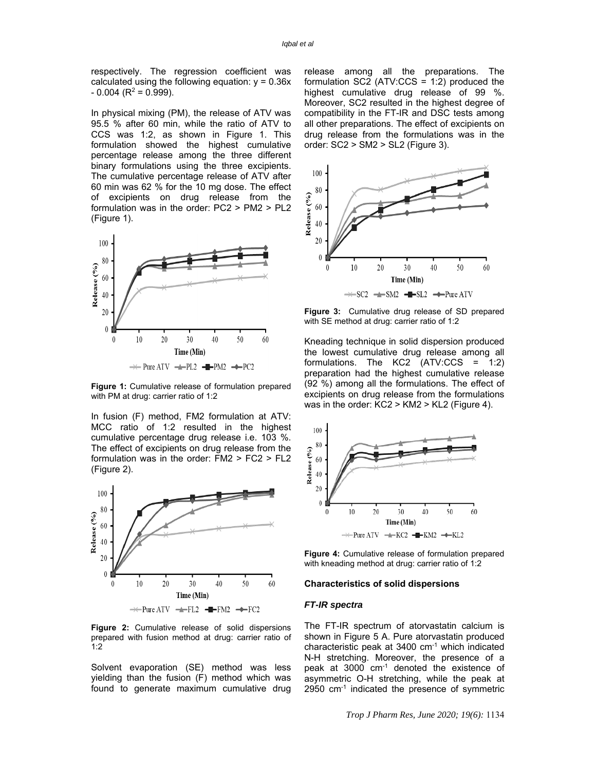respectively. The regression coefficient was calculated using the following equation: $y = 0.36x - 0.004$ ($R^2 = 0.999$).

In physical mixing (PM), the release of ATV was 95.5 % after 60 min, while the ratio of ATV to CCS was 1:2, as shown in Figure 1. This formulation showed the highest cumulative percentage release among the three different binary formulations using the three excipients. The cumulative percentage release of ATV after 60 min was 62 % for the 10 mg dose. The effect of excipients on drug release from the formulation was in the order: PC2 > PM2 > PL2 (Figure 1).

**Figure 1:** Cumulative release of formulation prepared with PM at drug: carrier ratio of 1:2

In fusion (F) method, FM2 formulation at ATV: MCC ratio of 1:2 resulted in the highest cumulative percentage drug release i.e. 103 %. The effect of excipients on drug release from the formulation was in the order: FM2 > FC2 > FL2 (Figure 2).

**Figure 2:** Cumulative release of solid dispersions prepared with fusion method at drug: carrier ratio of 1:2

Solvent evaporation (SE) method was less yielding than the fusion (F) method which was found to generate maximum cumulative drug release among all the preparations. The formulation SC2 (ATV:CCS = 1:2) produced the highest cumulative drug release of 99 %. Moreover, SC2 resulted in the highest degree of compatibility in the FT-IR and DSC tests among all other preparations. The effect of excipients on drug release from the formulations was in the order: SC2 > SM2 > SL2 (Figure 3).

**Figure 3:** Cumulative drug release of SD prepared with SE method at drug: carrier ratio of 1:2

Kneading technique in solid dispersion produced the lowest cumulative drug release among all formulations. The KC2 (ATV:CCS = 1:2) preparation had the highest cumulative release (92 %) among all the formulations. The effect of excipients on drug release from the formulations was in the order: KC2 > KM2 > KL2 (Figure 4).

**Figure 4:** Cumulative release of formulation prepared with kneading method at drug: carrier ratio of 1:2

### Characteristics of solid dispersions

#### *FT-IR spectra*

The FT-IR spectrum of atorvastatin calcium is shown in Figure 5 A. Pure atorvastatin produced characteristic peak at 3400 $cm^{-1}$ which indicated N-H stretching. Moreover, the presence of a peak at 3000 $cm^{-1}$ denoted the existence of asymmetric O-H stretching, while the peak at 2950 $cm^{-1}$ indicated the presence of symmetric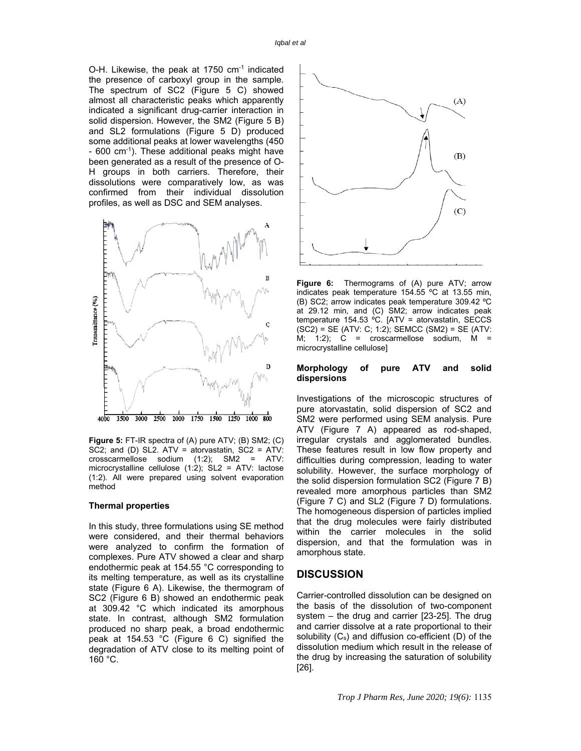O-H. Likewise, the peak at 1750 cm$^{-1}$ indicated the presence of carboxyl group in the sample. The spectrum of SC2 (Figure 5 C) showed almost all characteristic peaks which apparently indicated a significant drug-carrier interaction in solid dispersion. However, the SM2 (Figure 5 B) and SL2 formulations (Figure 5 D) produced some additional peaks at lower wavelengths (450 - 600 cm$^{-1}$). These additional peaks might have been generated as a result of the presence of O-H groups in both carriers. Therefore, their dissolutions were comparatively low, as was confirmed from their individual dissolution profiles, as well as DSC and SEM analyses.

**Figure 5:** FT-IR spectra of (A) pure ATV; (B) SM2; (C) SC2; and (D) SL2. ATV = atorvastatin, SC2 = ATV: crosscarmellose sodium (1:2); SM2 = ATV: microcrystalline cellulose (1:2); SL2 = ATV: lactose (1:2). All were prepared using solvent evaporation method

### Thermal properties

In this study, three formulations using SE method were considered, and their thermal behaviors were analyzed to confirm the formation of complexes. Pure ATV showed a clear and sharp endothermic peak at 154.55 °C corresponding to its melting temperature, as well as its crystalline state (Figure 6 A). Likewise, the thermogram of SC2 (Figure 6 B) showed an endothermic peak at 309.42 °C which indicated its amorphous state. In contrast, although SM2 formulation produced no sharp peak, a broad endothermic peak at 154.53 °C (Figure 6 C) signified the degradation of ATV close to its melting point of 160 °C.

**Figure 6:** Thermograms of (A) pure ATV; arrow indicates peak temperature 154.55 ºC at 13.55 min, (B) SC2; arrow indicates peak temperature 309.42 ºC at 29.12 min, and (C) SM2; arrow indicates peak temperature 154.53 ºC. [ATV = atorvastatin, SECCS (SC2) = SE (ATV: C; 1:2); SEMCC (SM2) = SE (ATV: M; 1:2); C = croscarmellose sodium, M = microcrystalline cellulose]

### Morphology of pure ATV and solid dispersions

Investigations of the microscopic structures of pure atorvastatin, solid dispersion of SC2 and SM2 were performed using SEM analysis. Pure ATV (Figure 7 A) appeared as rod-shaped, irregular crystals and agglomerated bundles. These features result in low flow property and difficulties during compression, leading to water solubility. However, the surface morphology of the solid dispersion formulation SC2 (Figure 7 B) revealed more amorphous particles than SM2 (Figure 7 C) and SL2 (Figure 7 D) formulations. The homogeneous dispersion of particles implied that the drug molecules were fairly distributed within the carrier molecules in the solid dispersion, and that the formulation was in amorphous state.

## DISCUSSION

Carrier-controlled dissolution can be designed on the basis of the dissolution of two-component system – the drug and carrier [23-25]. The drug and carrier dissolve at a rate proportional to their solubility ($C_s$) and diffusion co-efficient (D) of the dissolution medium which result in the release of the drug by increasing the saturation of solubility [26].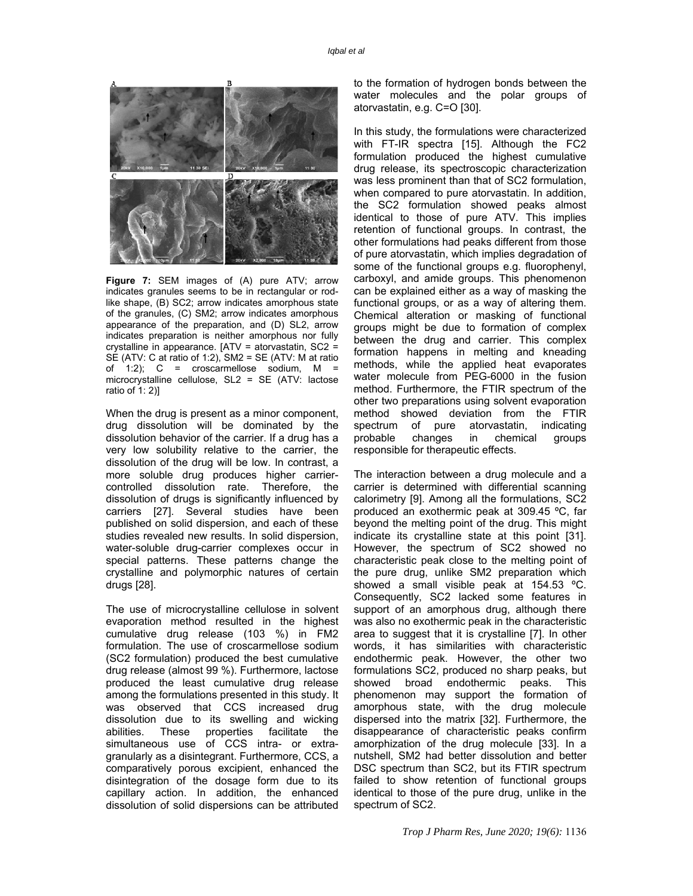**Figure 7:** SEM images of (A) pure ATV; arrow indicates granules seems to be in rectangular or rod-like shape, (B) SC2; arrow indicates amorphous state of the granules, (C) SM2; arrow indicates amorphous appearance of the preparation, and (D) SL2, arrow indicates preparation is neither amorphous nor fully crystalline in appearance. [ATV = atorvastatin, SC2 = SE (ATV: C at ratio of 1:2), SM2 = SE (ATV: M at ratio of 1:2); C = croscarmellose sodium, M = microcrystalline cellulose, SL2 = SE (ATV: lactose ratio of 1: 2)]

When the drug is present as a minor component, drug dissolution will be dominated by the dissolution behavior of the carrier. If a drug has a very low solubility relative to the carrier, the dissolution of the drug will be low. In contrast, a more soluble drug produces higher carrier-controlled dissolution rate. Therefore, the dissolution of drugs is significantly influenced by carriers [27]. Several studies have been published on solid dispersion, and each of these studies revealed new results. In solid dispersion, water-soluble drug-carrier complexes occur in special patterns. These patterns change the crystalline and polymorphic natures of certain drugs [28].

The use of microcrystalline cellulose in solvent evaporation method resulted in the highest cumulative drug release (103 %) in FM2 formulation. The use of croscarmellose sodium (SC2 formulation) produced the best cumulative drug release (almost 99 %). Furthermore, lactose produced the least cumulative drug release among the formulations presented in this study. It was observed that CCS increased drug dissolution due to its swelling and wicking abilities. These properties facilitate the simultaneous use of CCS intra- or extra-granularly as a disintegrant. Furthermore, CCS, a comparatively porous excipient, enhanced the disintegration of the dosage form due to its capillary action. In addition, the enhanced dissolution of solid dispersions can be attributed to the formation of hydrogen bonds between the water molecules and the polar groups of atorvastatin, e.g. C=O [30].

In this study, the formulations were characterized with FT-IR spectra [15]. Although the FC2 formulation produced the highest cumulative drug release, its spectroscopic characterization was less prominent than that of SC2 formulation, when compared to pure atorvastatin. In addition, the SC2 formulation showed peaks almost identical to those of pure ATV. This implies retention of functional groups. In contrast, the other formulations had peaks different from those of pure atorvastatin, which implies degradation of some of the functional groups e.g. fluorophenyl, carboxyl, and amide groups. This phenomenon can be explained either as a way of masking the functional groups, or as a way of altering them. Chemical alteration or masking of functional groups might be due to formation of complex between the drug and carrier. This complex formation happens in melting and kneading methods, while the applied heat evaporates water molecule from PEG-6000 in the fusion method. Furthermore, the FTIR spectrum of the other two preparations using solvent evaporation method showed deviation from the FTIR spectrum of pure atorvastatin, indicating probable changes in chemical groups responsible for therapeutic effects.

The interaction between a drug molecule and a carrier is determined with differential scanning calorimetry [9]. Among all the formulations, SC2 produced an exothermic peak at 309.45 ºC, far beyond the melting point of the drug. This might indicate its crystalline state at this point [31]. However, the spectrum of SC2 showed no characteristic peak close to the melting point of the pure drug, unlike SM2 preparation which showed a small visible peak at 154.53 ºC. Consequently, SC2 lacked some features in support of an amorphous drug, although there was also no exothermic peak in the characteristic area to suggest that it is crystalline [7]. In other words, it has similarities with characteristic endothermic peak. However, the other two formulations SC2, produced no sharp peaks, but showed broad endothermic peaks. This phenomenon may support the formation of amorphous state, with the drug molecule dispersed into the matrix [32]. Furthermore, the disappearance of characteristic peaks confirm amorphization of the drug molecule [33]. In a nutshell, SM2 had better dissolution and better DSC spectrum than SC2, but its FTIR spectrum failed to show retention of functional groups identical to those of the pure drug, unlike in the spectrum of SC2.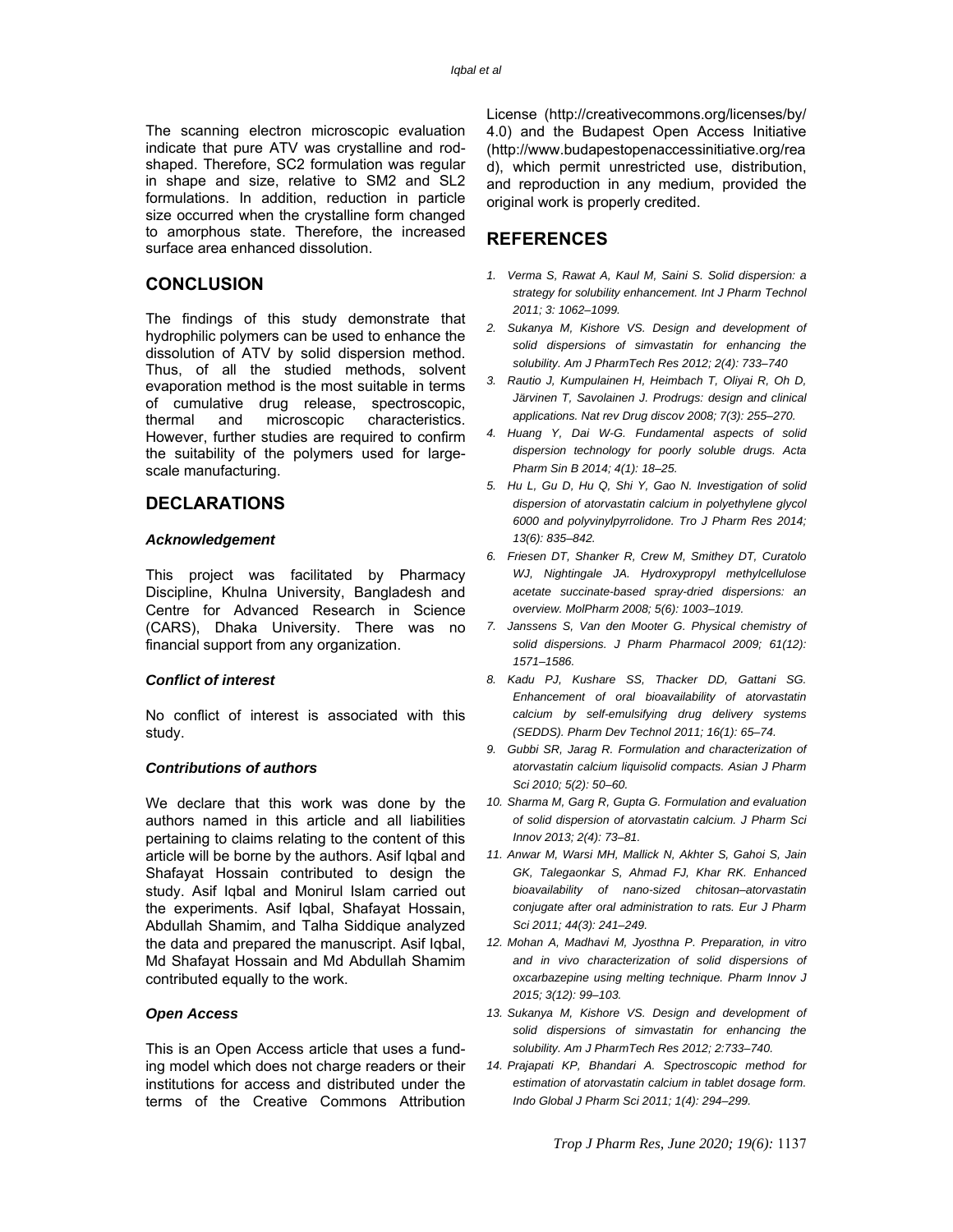The scanning electron microscopic evaluation indicate that pure ATV was crystalline and rod-shaped. Therefore, SC2 formulation was regular in shape and size, relative to SM2 and SL2 formulations. In addition, reduction in particle size occurred when the crystalline form changed to amorphous state. Therefore, the increased surface area enhanced dissolution.

## CONCLUSION

The findings of this study demonstrate that hydrophilic polymers can be used to enhance the dissolution of ATV by solid dispersion method. Thus, of all the studied methods, solvent evaporation method is the most suitable in terms of cumulative drug release, spectroscopic, thermal and microscopic characteristics. However, further studies are required to confirm the suitability of the polymers used for large-scale manufacturing.

## DECLARATIONS

### *Acknowledgement*

This project was facilitated by Pharmacy Discipline, Khulna University, Bangladesh and Centre for Advanced Research in Science (CARS), Dhaka University. There was no financial support from any organization.

### *Conflict of interest*

No conflict of interest is associated with this study.

### *Contributions of authors*

We declare that this work was done by the authors named in this article and all liabilities pertaining to claims relating to the content of this article will be borne by the authors. Asif Iqbal and Shafayat Hossain contributed to design the study. Asif Iqbal and Monirul Islam carried out the experiments. Asif Iqbal, Shafayat Hossain, Abdullah Shamim, and Talha Siddique analyzed the data and prepared the manuscript. Asif Iqbal, Md Shafayat Hossain and Md Abdullah Shamim contributed equally to the work.

### *Open Access*

This is an Open Access article that uses a funding model which does not charge readers or their institutions for access and distributed under the terms of the Creative Commons Attribution License (http://creativecommons.org/licenses/by/4.0) and the Budapest Open Access Initiative (http://www.budapestopenaccessinitiative.org/read), which permit unrestricted use, distribution, and reproduction in any medium, provided the original work is properly credited.

## REFERENCES

1. *Verma S, Rawat A, Kaul M, Saini S. Solid dispersion: a strategy for solubility enhancement. Int J Pharm Technol 2011; 3: 1062–1099.*
2. *Sukanya M, Kishore VS. Design and development of solid dispersions of simvastatin for enhancing the solubility. Am J PharmTech Res 2012; 2(4): 733–740*
3. *Rautio J, Kumpulainen H, Heimbach T, Oliyai R, Oh D, Järvinen T, Savolainen J. Prodrugs: design and clinical applications. Nat rev Drug discov 2008; 7(3): 255–270.*
4. *Huang Y, Dai W-G. Fundamental aspects of solid dispersion technology for poorly soluble drugs. Acta Pharm Sin B 2014; 4(1): 18–25.*
5. *Hu L, Gu D, Hu Q, Shi Y, Gao N. Investigation of solid dispersion of atorvastatin calcium in polyethylene glycol 6000 and polyvinylpyrrolidone. Tro J Pharm Res 2014; 13(6): 835–842.*
6. *Friesen DT, Shanker R, Crew M, Smithey DT, Curatolo WJ, Nightingale JA. Hydroxypropyl methylcellulose acetate succinate-based spray-dried dispersions: an overview. MolPharm 2008; 5(6): 1003–1019.*
7. *Janssens S, Van den Mooter G. Physical chemistry of solid dispersions. J Pharm Pharmacol 2009; 61(12): 1571–1586.*
8. *Kadu PJ, Kushare SS, Thacker DD, Gattani SG. Enhancement of oral bioavailability of atorvastatin calcium by self-emulsifying drug delivery systems (SEDDS). Pharm Dev Technol 2011; 16(1): 65–74.*
9. *Gubbi SR, Jarag R. Formulation and characterization of atorvastatin calcium liquisolid compacts. Asian J Pharm Sci 2010; 5(2): 50–60.*
10. *Sharma M, Garg R, Gupta G. Formulation and evaluation of solid dispersion of atorvastatin calcium. J Pharm Sci Innov 2013; 2(4): 73–81.*
11. *Anwar M, Warsi MH, Mallick N, Akhter S, Gahoi S, Jain GK, Talegaonkar S, Ahmad FJ, Khar RK. Enhanced bioavailability of nano-sized chitosan–atorvastatin conjugate after oral administration to rats. Eur J Pharm Sci 2011; 44(3): 241–249.*
12. *Mohan A, Madhavi M, Jyosthna P. Preparation, in vitro and in vivo characterization of solid dispersions of oxcarbazepine using melting technique. Pharm Innov J 2015; 3(12): 99–103.*
13. *Sukanya M, Kishore VS. Design and development of solid dispersions of simvastatin for enhancing the solubility. Am J PharmTech Res 2012; 2:733–740.*
14. *Prajapati KP, Bhandari A. Spectroscopic method for estimation of atorvastatin calcium in tablet dosage form. Indo Global J Pharm Sci 2011; 1(4): 294–299.*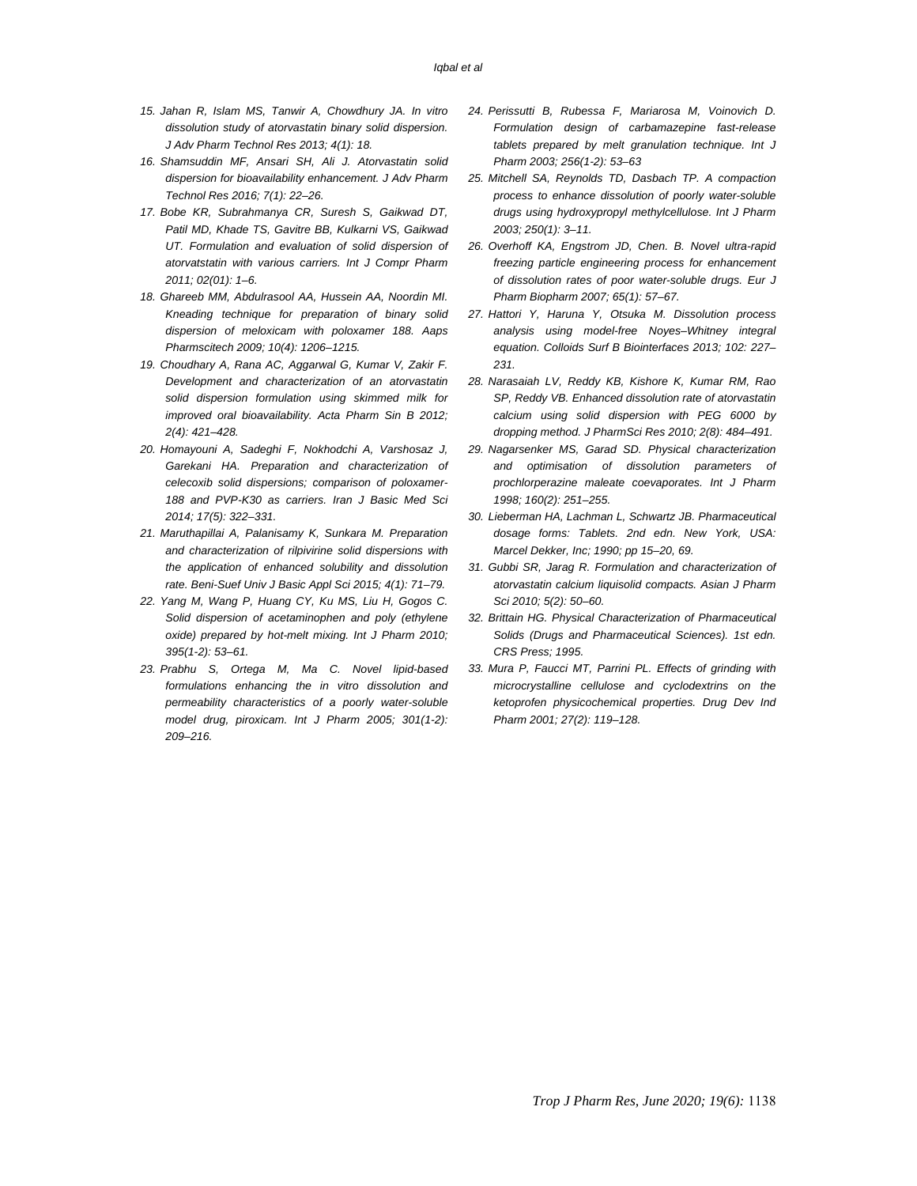15. Jahan R, Islam MS, Tanwir A, Chowdhury JA. In vitro dissolution study of atorvastatin binary solid dispersion. J Adv Pharm Technol Res 2013; 4(1): 18.
16. Shamsuddin MF, Ansari SH, Ali J. Atorvastatin solid dispersion for bioavailability enhancement. J Adv Pharm Technol Res 2016; 7(1): 22–26.
17. Bobe KR, Subrahmanya CR, Suresh S, Gaikwad DT, Patil MD, Khade TS, Gavitre BB, Kulkarni VS, Gaikwad UT. Formulation and evaluation of solid dispersion of atorvatstatin with various carriers. Int J Compr Pharm 2011; 02(01): 1–6.
18. Ghareeb MM, Abdulrasool AA, Hussein AA, Noordin MI. Kneading technique for preparation of binary solid dispersion of meloxicam with poloxamer 188. Aaps Pharmscitech 2009; 10(4): 1206–1215.
19. Choudhary A, Rana AC, Aggarwal G, Kumar V, Zakir F. Development and characterization of an atorvastatin solid dispersion formulation using skimmed milk for improved oral bioavailability. Acta Pharm Sin B 2012; 2(4): 421–428.
20. Homayouni A, Sadeghi F, Nokhodchi A, Varshosaz J, Garekani HA. Preparation and characterization of celecoxib solid dispersions; comparison of poloxamer-188 and PVP-K30 as carriers. Iran J Basic Med Sci 2014; 17(5): 322–331.
21. Maruthapillai A, Palanisamy K, Sunkara M. Preparation and characterization of rilpivirine solid dispersions with the application of enhanced solubility and dissolution rate. Beni-Suef Univ J Basic Appl Sci 2015; 4(1): 71–79.
22. Yang M, Wang P, Huang CY, Ku MS, Liu H, Gogos C. Solid dispersion of acetaminophen and poly (ethylene oxide) prepared by hot-melt mixing. Int J Pharm 2010; 395(1-2): 53–61.
23. Prabhu S, Ortega M, Ma C. Novel lipid-based formulations enhancing the in vitro dissolution and permeability characteristics of a poorly water-soluble model drug, piroxicam. Int J Pharm 2005; 301(1-2): 209–216.
24. Perissutti B, Rubessa F, Mariarosa M, Voinovich D. Formulation design of carbamazepine fast-release tablets prepared by melt granulation technique. Int J Pharm 2003; 256(1-2): 53–63
25. Mitchell SA, Reynolds TD, Dasbach TP. A compaction process to enhance dissolution of poorly water-soluble drugs using hydroxypropyl methylcellulose. Int J Pharm 2003; 250(1): 3–11.
26. Overhoff KA, Engstrom JD, Chen. B. Novel ultra-rapid freezing particle engineering process for enhancement of dissolution rates of poor water-soluble drugs. Eur J Pharm Biopharm 2007; 65(1): 57–67.
27. Hattori Y, Haruna Y, Otsuka M. Dissolution process analysis using model-free Noyes–Whitney integral equation. Colloids Surf B Biointerfaces 2013; 102: 227–231.
28. Narasaiah LV, Reddy KB, Kishore K, Kumar RM, Rao SP, Reddy VB. Enhanced dissolution rate of atorvastatin calcium using solid dispersion with PEG 6000 by dropping method. J PharmSci Res 2010; 2(8): 484–491.
29. Nagarsenker MS, Garad SD. Physical characterization and optimisation of dissolution parameters of prochlorperazine maleate coevaporates. Int J Pharm 1998; 160(2): 251–255.
30. Lieberman HA, Lachman L, Schwartz JB. Pharmaceutical dosage forms: Tablets. 2nd edn. New York, USA: Marcel Dekker, Inc; 1990; pp 15–20, 69.
31. Gubbi SR, Jarag R. Formulation and characterization of atorvastatin calcium liquisolid compacts. Asian J Pharm Sci 2010; 5(2): 50–60.
32. Brittain HG. Physical Characterization of Pharmaceutical Solids (Drugs and Pharmaceutical Sciences). 1st edn. CRS Press; 1995.
33. Mura P, Faucci MT, Parrini PL. Effects of grinding with microcrystalline cellulose and cyclodextrins on the ketoprofen physicochemical properties. Drug Dev Ind Pharm 2001; 27(2): 119–128.